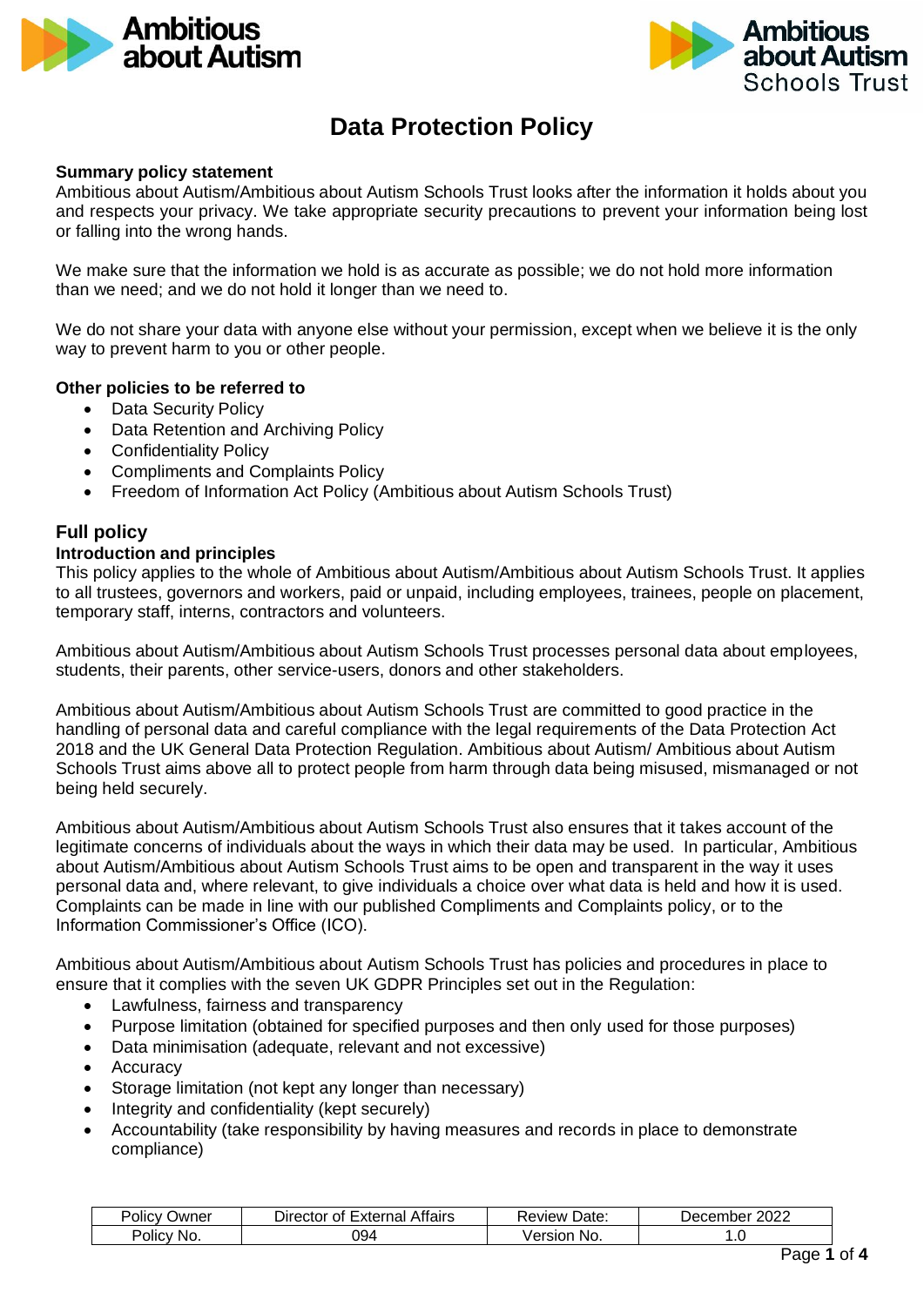# Data Protection Policy

**Summary policy statement**

Ambitious about Autism/Ambitious about Autism Schools Trust looks after the information it holds about you and respects your privacy. We take appropriate security precautions to prevent your information being lost or falling into the wrong hands.

We make sure that the information we hold is as accurate as possible; we do not hold more information than we need; and we do not hold it longer than we need to.

We do not share your data with anyone else without your permission, except when we believe it is the only way to prevent harm to you or other people.

**Other policies to be referred to**

- Data Security Policy
- Data Retention and Archiving Policy
- Confidentiality Policy
- Compliments and Complaints Policy
- Freedom of Information Act Policy (Ambitious about Autism Schools Trust)

## Full policy

### Introduction and principles

This policy applies to the whole of Ambitious about Autism/Ambitious about Autism Schools Trust. It applies to all trustees, governors and workers, paid or unpaid, including employees, trainees, people on placement, temporary staff, interns, contractors and volunteers.

Ambitious about Autism/Ambitious about Autism Schools Trust processes personal data about employees, students, their parents, other service-users, donors and other stakeholders.

Ambitious about Autism/Ambitious about Autism Schools Trust are committed to good practice in the handling of personal data and careful compliance with the legal requirements of the Data Protection Act 2018 and the UK General Data Protection Regulation. Ambitious about Autism/ Ambitious about Autism Schools Trust aims above all to protect people from harm through data being misused, mismanaged or not being held securely.

Ambitious about Autism/Ambitious about Autism Schools Trust also ensures that it takes account of the legitimate concerns of individuals about the ways in which their data may be used. In particular, Ambitious about Autism/Ambitious about Autism Schools Trust aims to be open and transparent in the way it uses personal data and, where relevant, to give individuals a choice over what data is held and how it is used. Complaints can be made in line with our published Compliments and Complaints policy, or to the Information Commissioner's Office (ICO).

Ambitious about Autism/Ambitious about Autism Schools Trust has policies and procedures in place to ensure that it complies with the seven UK GDPR Principles set out in the Regulation:

- Lawfulness, fairness and transparency
- Purpose limitation (obtained for specified purposes and then only used for those purposes)
- Data minimisation (adequate, relevant and not excessive)
- Accuracy
- Storage limitation (not kept any longer than necessary)
- Integrity and confidentiality (kept securely)
- Accountability (take responsibility by having measures and records in place to demonstrate compliance)

| Policy Owner | Director of External Affairs | Review Date: | December 2022 |
|---|---|---|---|
| Policy No. | 094 | Version No. | 1.0 |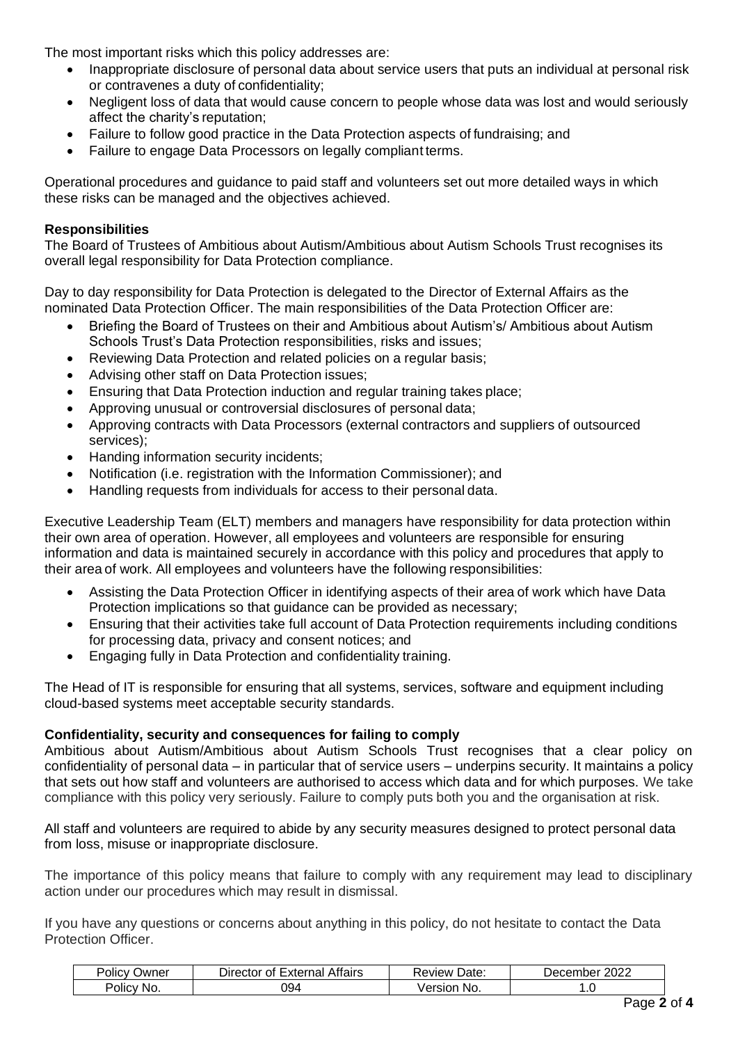The most important risks which this policy addresses are:

- Inappropriate disclosure of personal data about service users that puts an individual at personal risk or contravenes a duty of confidentiality;
- Negligent loss of data that would cause concern to people whose data was lost and would seriously affect the charity's reputation;
- Failure to follow good practice in the Data Protection aspects of fundraising; and
- Failure to engage Data Processors on legally compliant terms.

Operational procedures and guidance to paid staff and volunteers set out more detailed ways in which these risks can be managed and the objectives achieved.

**Responsibilities**

The Board of Trustees of Ambitious about Autism/Ambitious about Autism Schools Trust recognises its overall legal responsibility for Data Protection compliance.

Day to day responsibility for Data Protection is delegated to the Director of External Affairs as the nominated Data Protection Officer. The main responsibilities of the Data Protection Officer are:

- Briefing the Board of Trustees on their and Ambitious about Autism's/ Ambitious about Autism Schools Trust's Data Protection responsibilities, risks and issues;
- Reviewing Data Protection and related policies on a regular basis;
- Advising other staff on Data Protection issues;
- Ensuring that Data Protection induction and regular training takes place;
- Approving unusual or controversial disclosures of personal data;
- Approving contracts with Data Processors (external contractors and suppliers of outsourced services);
- Handing information security incidents;
- Notification (i.e. registration with the Information Commissioner); and
- Handling requests from individuals for access to their personal data.

Executive Leadership Team (ELT) members and managers have responsibility for data protection within their own area of operation. However, all employees and volunteers are responsible for ensuring information and data is maintained securely in accordance with this policy and procedures that apply to their area of work. All employees and volunteers have the following responsibilities:

- Assisting the Data Protection Officer in identifying aspects of their area of work which have Data Protection implications so that guidance can be provided as necessary;
- Ensuring that their activities take full account of Data Protection requirements including conditions for processing data, privacy and consent notices; and
- Engaging fully in Data Protection and confidentiality training.

The Head of IT is responsible for ensuring that all systems, services, software and equipment including cloud-based systems meet acceptable security standards.

**Confidentiality, security and consequences for failing to comply**

Ambitious about Autism/Ambitious about Autism Schools Trust recognises that a clear policy on confidentiality of personal data – in particular that of service users – underpins security. It maintains a policy that sets out how staff and volunteers are authorised to access which data and for which purposes. We take compliance with this policy very seriously. Failure to comply puts both you and the organisation at risk.

All staff and volunteers are required to abide by any security measures designed to protect personal data from loss, misuse or inappropriate disclosure.

The importance of this policy means that failure to comply with any requirement may lead to disciplinary action under our procedures which may result in dismissal.

If you have any questions or concerns about anything in this policy, do not hesitate to contact the Data Protection Officer.

| Policy Owner | Director of External Affairs | Review Date: | December 2022 |
|---|---|---|---|
| Policy No. | 094 | Version No. | 1.0 |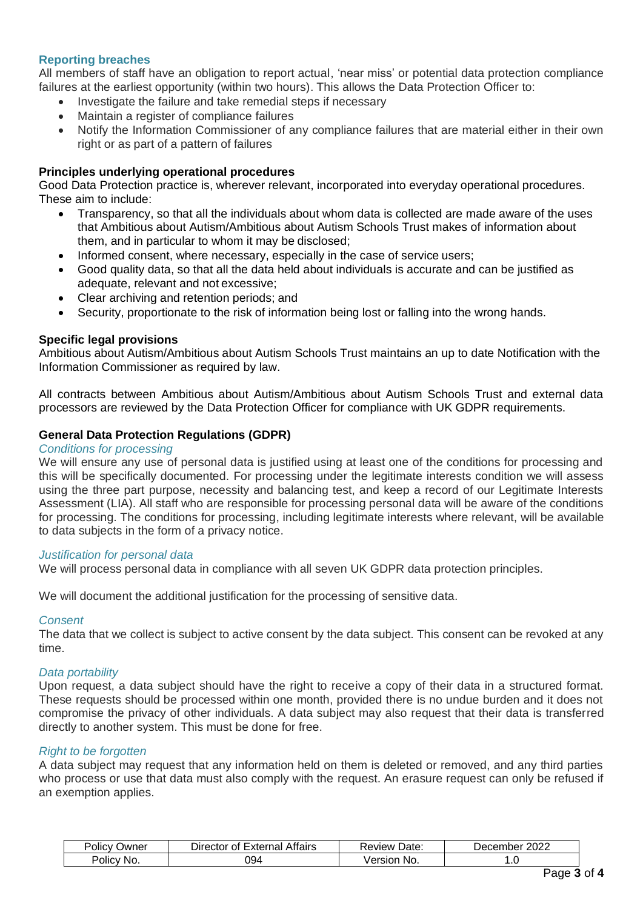### Reporting breaches

All members of staff have an obligation to report actual, 'near miss' or potential data protection compliance failures at the earliest opportunity (within two hours). This allows the Data Protection Officer to:

- Investigate the failure and take remedial steps if necessary
- Maintain a register of compliance failures
- Notify the Information Commissioner of any compliance failures that are material either in their own right or as part of a pattern of failures

### Principles underlying operational procedures

Good Data Protection practice is, wherever relevant, incorporated into everyday operational procedures. These aim to include:

- Transparency, so that all the individuals about whom data is collected are made aware of the uses that Ambitious about Autism/Ambitious about Autism Schools Trust makes of information about them, and in particular to whom it may be disclosed;
- Informed consent, where necessary, especially in the case of service users;
- Good quality data, so that all the data held about individuals is accurate and can be justified as adequate, relevant and not excessive;
- Clear archiving and retention periods; and
- Security, proportionate to the risk of information being lost or falling into the wrong hands.

### Specific legal provisions

Ambitious about Autism/Ambitious about Autism Schools Trust maintains an up to date Notification with the Information Commissioner as required by law.

All contracts between Ambitious about Autism/Ambitious about Autism Schools Trust and external data processors are reviewed by the Data Protection Officer for compliance with UK GDPR requirements.

### General Data Protection Regulations (GDPR)

#### *Conditions for processing*

We will ensure any use of personal data is justified using at least one of the conditions for processing and this will be specifically documented. For processing under the legitimate interests condition we will assess using the three part purpose, necessity and balancing test, and keep a record of our Legitimate Interests Assessment (LIA). All staff who are responsible for processing personal data will be aware of the conditions for processing. The conditions for processing, including legitimate interests where relevant, will be available to data subjects in the form of a privacy notice.

#### *Justification for personal data*

We will process personal data in compliance with all seven UK GDPR data protection principles.

We will document the additional justification for the processing of sensitive data.

#### *Consent*

The data that we collect is subject to active consent by the data subject. This consent can be revoked at any time.

#### *Data portability*

Upon request, a data subject should have the right to receive a copy of their data in a structured format. These requests should be processed within one month, provided there is no undue burden and it does not compromise the privacy of other individuals. A data subject may also request that their data is transferred directly to another system. This must be done for free.

#### *Right to be forgotten*

A data subject may request that any information held on them is deleted or removed, and any third parties who process or use that data must also comply with the request. An erasure request can only be refused if an exemption applies.

| Policy Owner | Director of External Affairs | Review Date: | December 2022 |
| --- | --- | --- | --- |
| Policy No. | 094 | Version No. | 1.0 |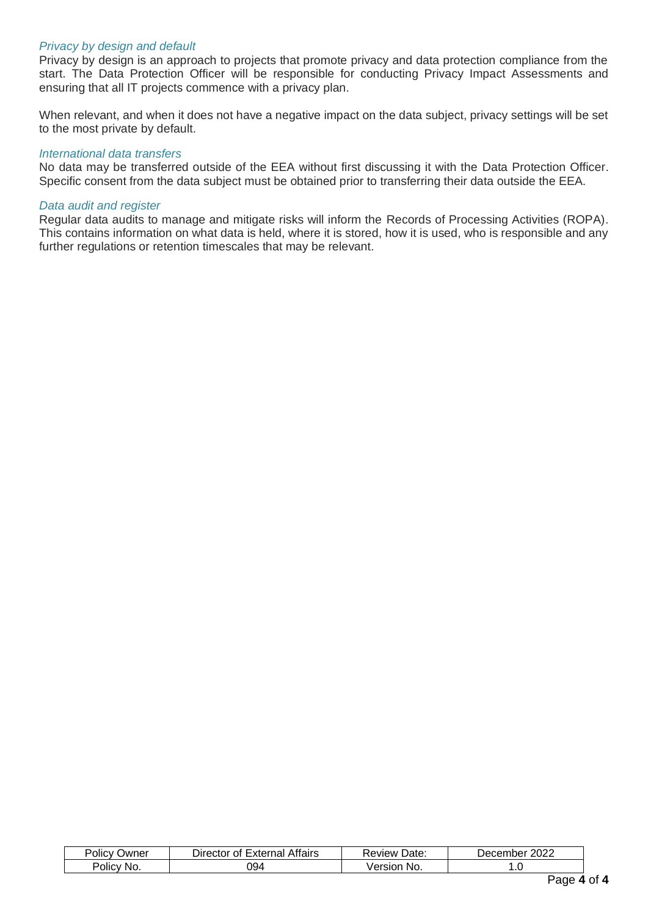### *Privacy by design and default*

Privacy by design is an approach to projects that promote privacy and data protection compliance from the start. The Data Protection Officer will be responsible for conducting Privacy Impact Assessments and ensuring that all IT projects commence with a privacy plan.

When relevant, and when it does not have a negative impact on the data subject, privacy settings will be set to the most private by default.

### *International data transfers*

No data may be transferred outside of the EEA without first discussing it with the Data Protection Officer. Specific consent from the data subject must be obtained prior to transferring their data outside the EEA.

### *Data audit and register*

Regular data audits to manage and mitigate risks will inform the Records of Processing Activities (ROPA). This contains information on what data is held, where it is stored, how it is used, who is responsible and any further regulations or retention timescales that may be relevant.